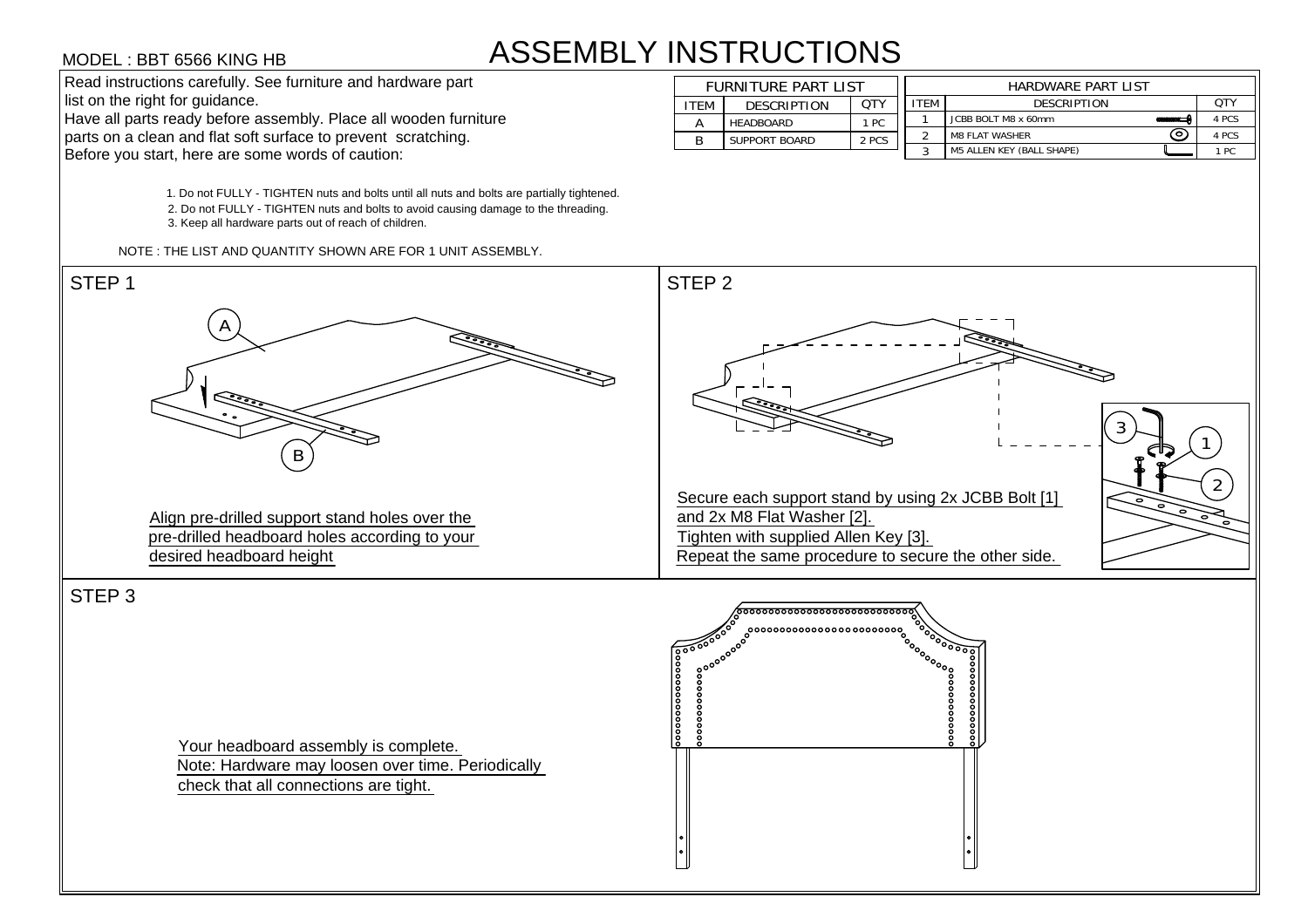MODEL : BBT 6566 KING HB

# ASSEMBLY INSTRUCTIONS

Read instructions carefully. See furniture and hardware part list on the right for guidance.
Have all parts ready before assembly. Place all wooden furniture parts on a clean and flat soft surface to prevent scratching.
Before you start, here are some words of caution:

| FURNITURE PART LIST | | |
|---|---|---|
| ITEM | DESCRIPTION | QTY |
| A | HEADBOARD | 1 PC |
| B | SUPPORT BOARD | 2 PCS |

| HARDWARE PART LIST | | |
|---|---|---|
| ITEM | DESCRIPTION | QTY |
| 1 | JCBB BOLT M8 x 60mm | 4 PCS |
| 2 | M8 FLAT WASHER | 4 PCS |
| 3 | M5 ALLEN KEY (BALL SHAPE) | 1 PC |

1. Do not FULLY - TIGHTEN nuts and bolts until all nuts and bolts are partially tightened.
2. Do not FULLY - TIGHTEN nuts and bolts to avoid causing damage to the threading.
3. Keep all hardware parts out of reach of children.

NOTE : THE LIST AND QUANTITY SHOWN ARE FOR 1 UNIT ASSEMBLY.

## STEP 1

Align pre-drilled support stand holes over the pre-drilled headboard holes according to your desired headboard height

## STEP 2

Secure each support stand by using 2x JCBB Bolt [1] and 2x M8 Flat Washer [2].
Tighten with supplied Allen Key [3].
Repeat the same procedure to secure the other side.

## STEP 3

Your headboard assembly is complete.
Note: Hardware may loosen over time. Periodically check that all connections are tight.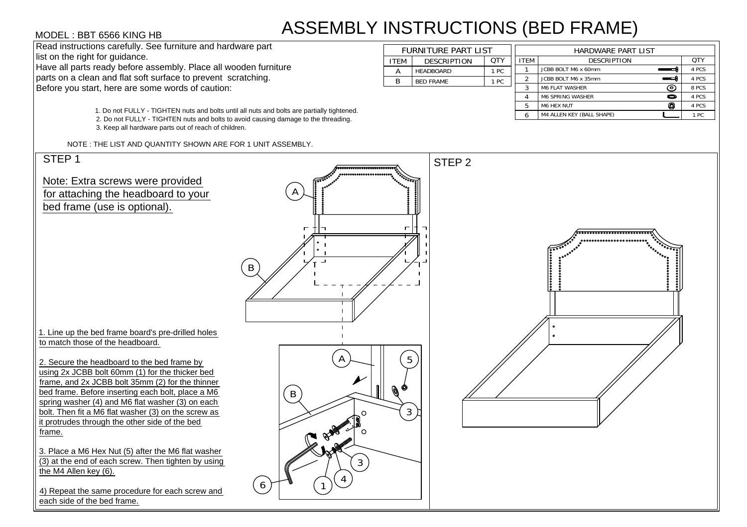MODEL : BBT 6566 KING HB

# ASSEMBLY INSTRUCTIONS (BED FRAME)

Read instructions carefully. See furniture and hardware part list on the right for guidance.
Have all parts ready before assembly. Place all wooden furniture parts on a clean and flat soft surface to prevent scratching.
Before you start, here are some words of caution:

1. Do not FULLY - TIGHTEN nuts and bolts until all nuts and bolts are partially tightened.
2. Do not FULLY - TIGHTEN nuts and bolts to avoid causing damage to the threading.
3. Keep all hardware parts out of reach of children.

NOTE : THE LIST AND QUANTITY SHOWN ARE FOR 1 UNIT ASSEMBLY.

**FURNITURE PART LIST**

| ITEM | DESCRIPTION | QTY |
|---|---|---|
| A | HEADBOARD | 1 PC |
| B | BED FRAME | 1 PC |

**HARDWARE PART LIST**

| ITEM | DESCRIPTION | QTY |
|---|---|---|
| 1 | JCBB BOLT M6 x 60mm | 4 PCS |
| 2 | JCBB BOLT M6 x 35mm | 4 PCS |
| 3 | M6 FLAT WASHER | 8 PCS |
| 4 | M6 SPRING WASHER | 4 PCS |
| 5 | M6 HEX NUT | 4 PCS |
| 6 | M4 ALLEN KEY (BALL SHAPE) | 1 PC |

## STEP 1

Note: Extra screws were provided for attaching the headboard to your bed frame (use is optional).

A

B

1. Line up the bed frame board's pre-drilled holes to match those of the headboard.

2. Secure the headboard to the bed frame by using 2x JCBB bolt 60mm (1) for the thicker bed frame, and 2x JCBB bolt 35mm (2) for the thinner bed frame. Before inserting each bolt, place a M6 spring washer (4) and M6 flat washer (3) on each bolt. Then fit a M6 flat washer (3) on the screw as it protrudes through the other side of the bed frame.

3. Place a M6 Hex Nut (5) after the M6 flat washer (3) at the end of each screw. Then tighten by using the M4 Allen key (6).

4) Repeat the same procedure for each screw and each side of the bed frame.

A 5 B 3 3 6 4 1

## STEP 2